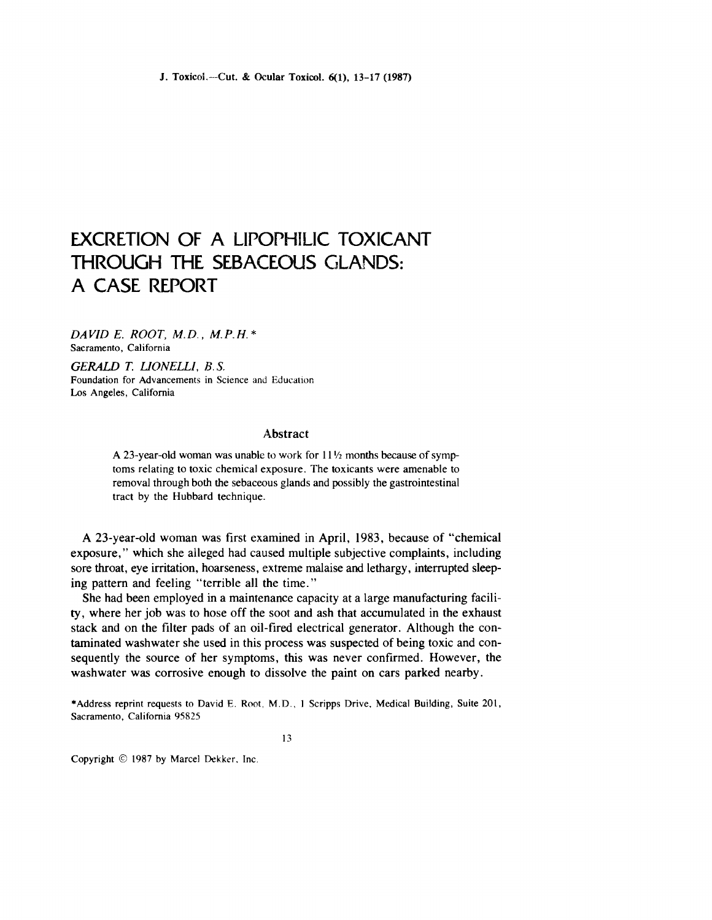# EXCRETION OF A LIPOPHILIC TOXICANT THROUGH THE SEBACEOUS GLANDS: A CASE REPORT

*DAVID E. ROOT, M.D., M.P.H.**
Sacramento, California

*GERALD T. LIONELLI, B.S.*
Foundation for Advancements in Science and Education
Los Angeles, California

## Abstract

A 23-year-old woman was unable to work for 11½ months because of symptoms relating to toxic chemical exposure. The toxicants were amenable to removal through both the sebaceous glands and possibly the gastrointestinal tract by the Hubbard technique.

A 23-year-old woman was first examined in April, 1983, because of "chemical exposure," which she alleged had caused multiple subjective complaints, including sore throat, eye irritation, hoarseness, extreme malaise and lethargy, interrupted sleeping pattern and feeling "terrible all the time."

She had been employed in a maintenance capacity at a large manufacturing facility, where her job was to hose off the soot and ash that accumulated in the exhaust stack and on the filter pads of an oil-fired electrical generator. Although the contaminated washwater she used in this process was suspected of being toxic and consequently the source of her symptoms, this was never confirmed. However, the washwater was corrosive enough to dissolve the paint on cars parked nearby.

*Address reprint requests to David E. Root, M.D., 1 Scripps Drive, Medical Building, Suite 201, Sacramento, California 95825

Copyright © 1987 by Marcel Dekker, Inc.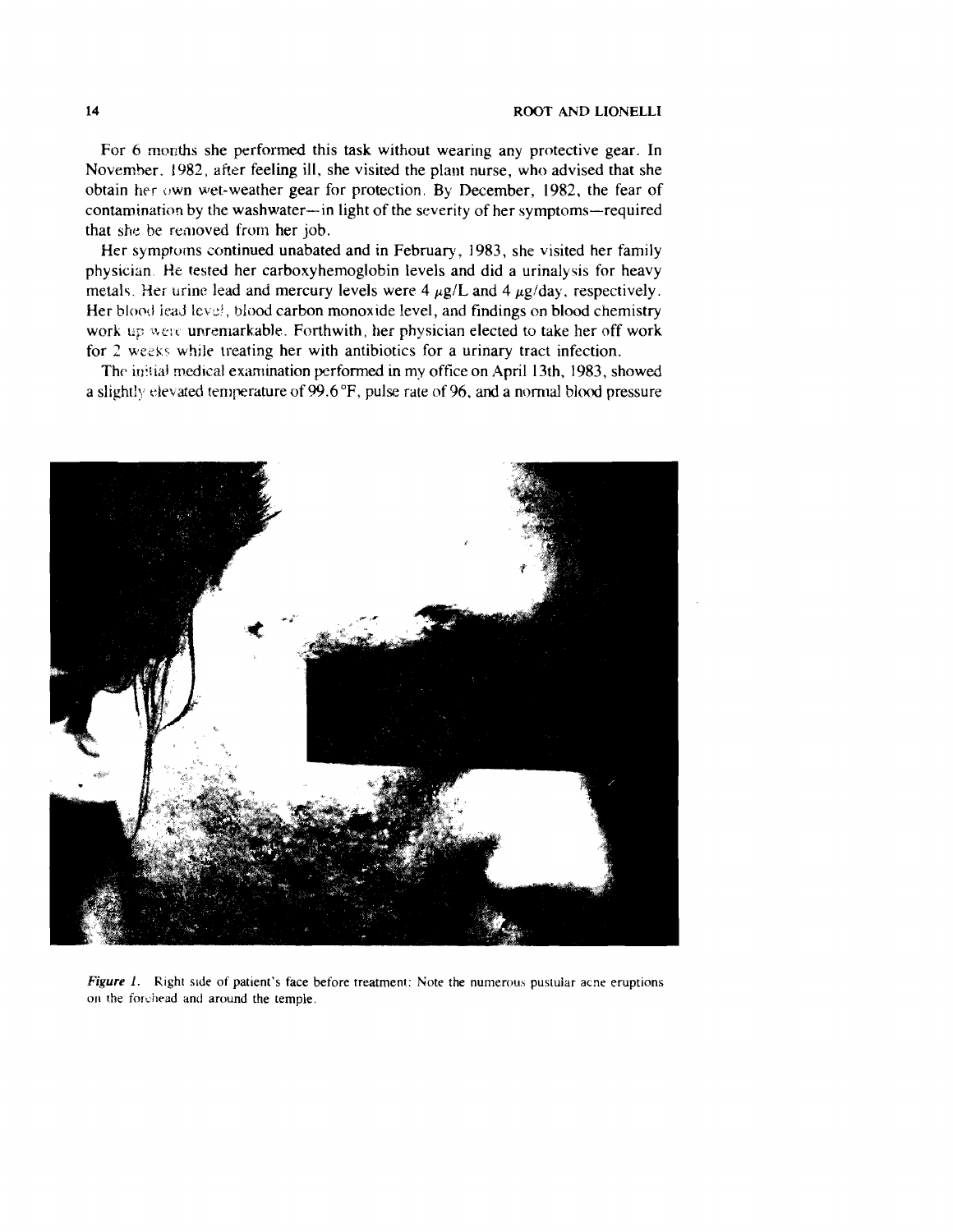For 6 months she performed this task without wearing any protective gear. In November, 1982, after feeling ill, she visited the plant nurse, who advised that she obtain her own wet-weather gear for protection. By December, 1982, the fear of contamination by the washwater—in light of the severity of her symptoms—required that she be removed from her job.

Her symptoms continued unabated and in February, 1983, she visited her family physician. He tested her carboxyhemoglobin levels and did a urinalysis for heavy metals. Her urine lead and mercury levels were 4 $\mu$g/L and 4 $\mu$g/day, respectively. Her blood lead level, blood carbon monoxide level, and findings on blood chemistry work up were unremarkable. Forthwith, her physician elected to take her off work for 2 weeks while treating her with antibiotics for a urinary tract infection.

The initial medical examination performed in my office on April 13th, 1983, showed a slightly elevated temperature of 99.6 °F, pulse rate of 96, and a normal blood pressure

*Figure 1.* Right side of patient's face before treatment: Note the numerous pustular acne eruptions on the forehead and around the temple.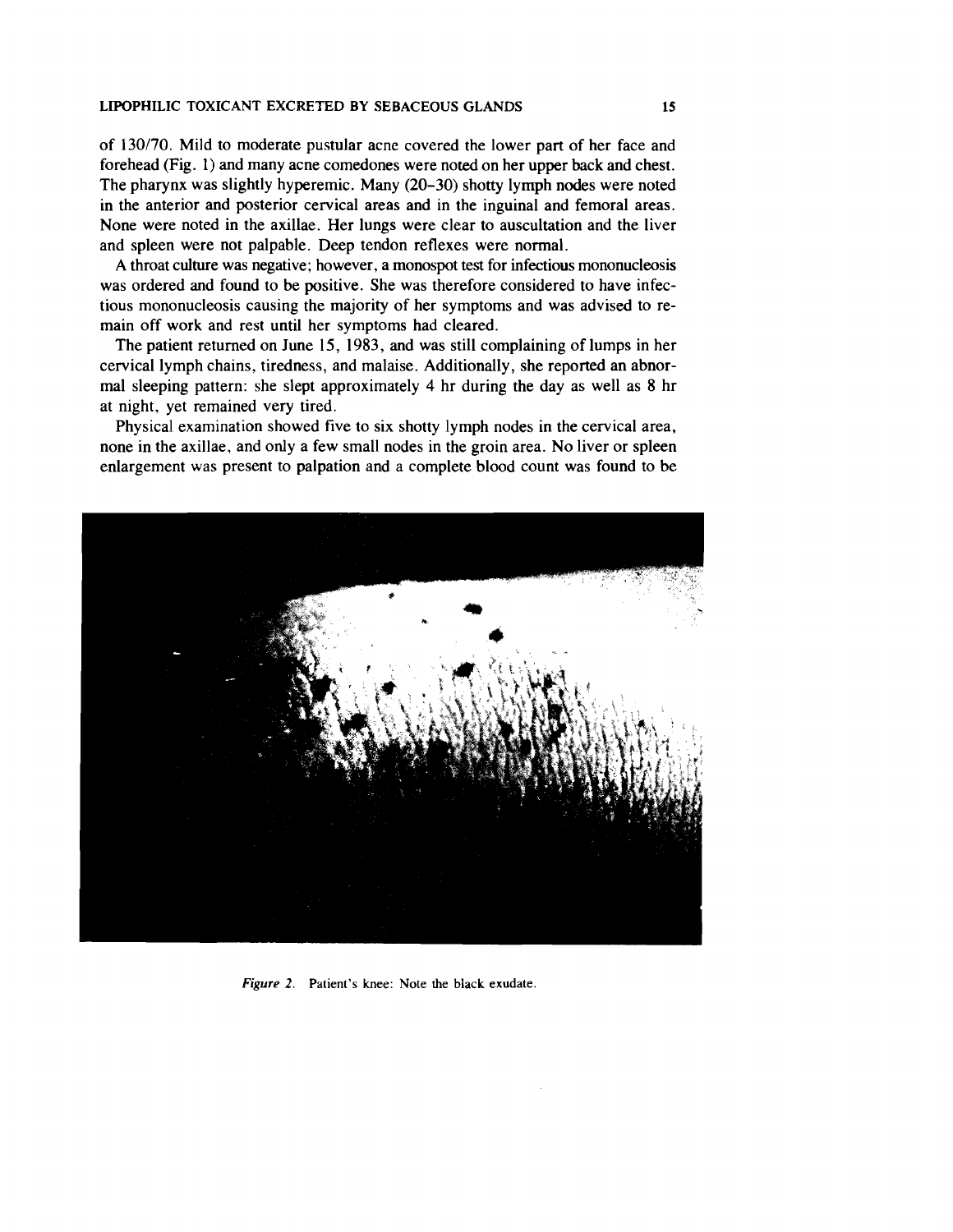of 130/70. Mild to moderate pustular acne covered the lower part of her face and forehead (Fig. 1) and many acne comedones were noted on her upper back and chest. The pharynx was slightly hyperemic. Many (20–30) shotty lymph nodes were noted in the anterior and posterior cervical areas and in the inguinal and femoral areas. None were noted in the axillae. Her lungs were clear to auscultation and the liver and spleen were not palpable. Deep tendon reflexes were normal.

A throat culture was negative; however, a monospot test for infectious mononucleosis was ordered and found to be positive. She was therefore considered to have infectious mononucleosis causing the majority of her symptoms and was advised to remain off work and rest until her symptoms had cleared.

The patient returned on June 15, 1983, and was still complaining of lumps in her cervical lymph chains, tiredness, and malaise. Additionally, she reported an abnormal sleeping pattern: she slept approximately 4 hr during the day as well as 8 hr at night, yet remained very tired.

Physical examination showed five to six shotty lymph nodes in the cervical area, none in the axillae, and only a few small nodes in the groin area. No liver or spleen enlargement was present to palpation and a complete blood count was found to be

*Figure 2.* Patient's knee: Note the black exudate.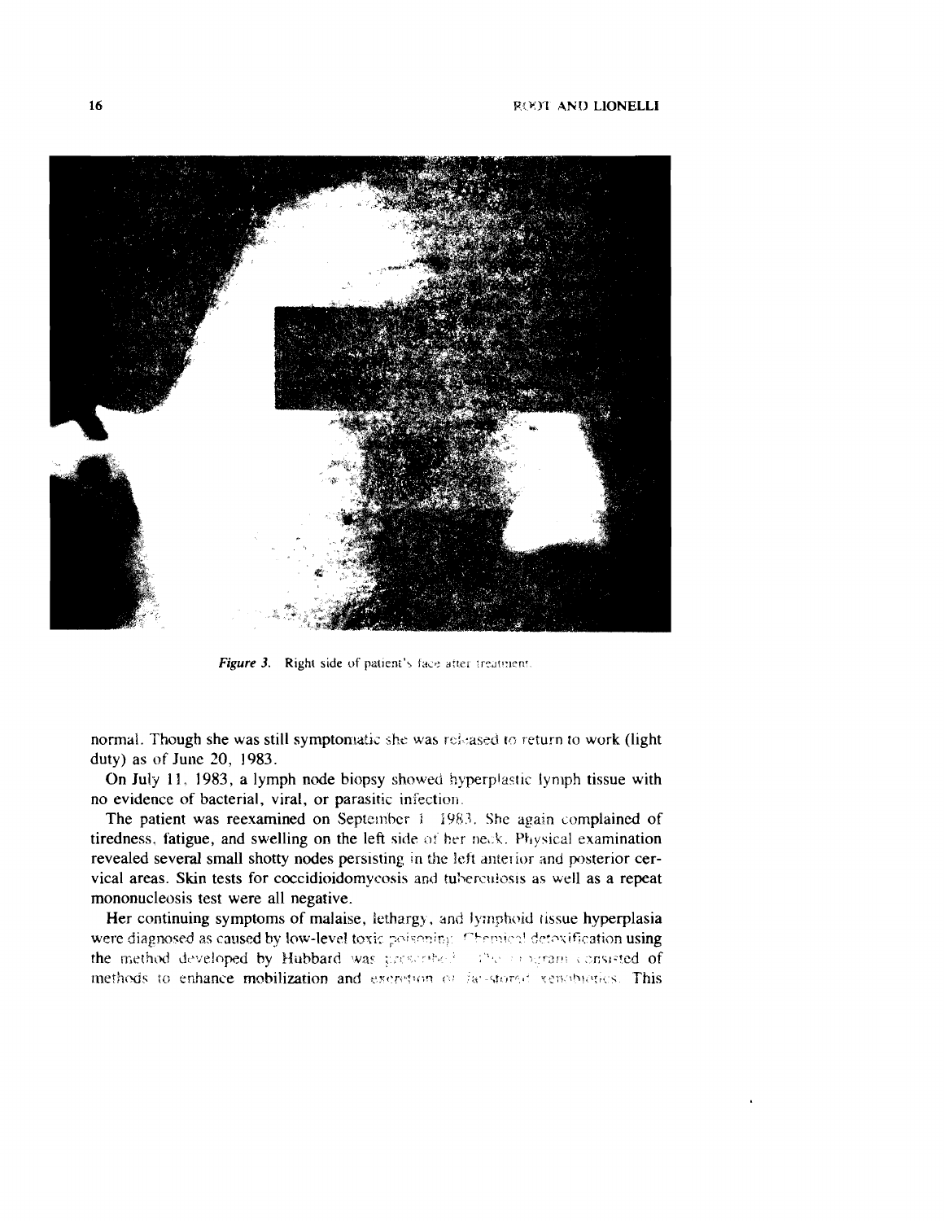Figure 3. Right side of patient's face after treatment.

normal. Though she was still symptomatic she was released to return to work (light duty) as of June 20, 1983.

On July 11, 1983, a lymph node biopsy showed hyperplastic lymph tissue with no evidence of bacterial, viral, or parasitic infection.

The patient was reexamined on September 1 1983. She again complained of tiredness, fatigue, and swelling on the left side of her neck. Physical examination revealed several small shotty nodes persisting in the left anterior and posterior cervical areas. Skin tests for coccidioidomycosis and tuberculosis as well as a repeat mononucleosis test were all negative.

Her continuing symptoms of malaise, lethargy, and lymphoid tissue hyperplasia were diagnosed as caused by low-level toxic poisoning. Chemical detoxification using the method developed by Hubbard was prescribed. The program consisted of methods to enhance mobilization and excretion of fat-stored xenobiotics. This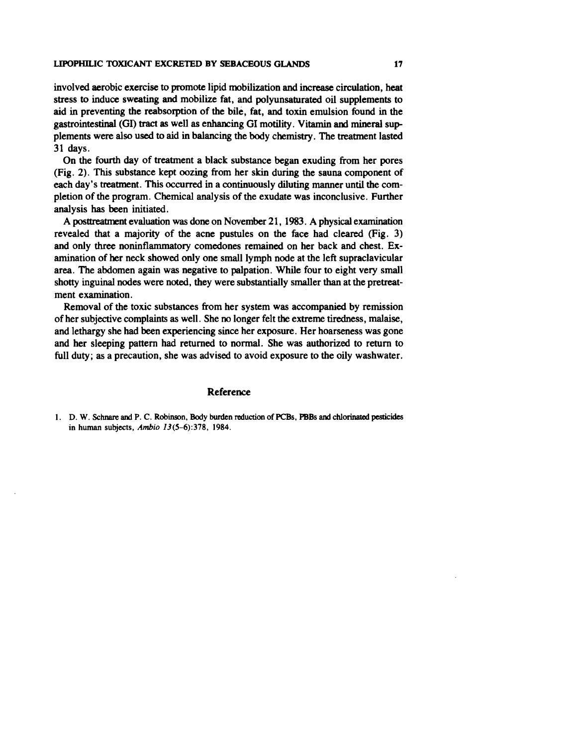involved aerobic exercise to promote lipid mobilization and increase circulation, heat stress to induce sweating and mobilize fat, and polyunsaturated oil supplements to aid in preventing the reabsorption of the bile, fat, and toxin emulsion found in the gastrointestinal (GI) tract as well as enhancing GI motility. Vitamin and mineral supplements were also used to aid in balancing the body chemistry. The treatment lasted 31 days.

On the fourth day of treatment a black substance began exuding from her pores (Fig. 2). This substance kept oozing from her skin during the sauna component of each day's treatment. This occurred in a continuously diluting manner until the completion of the program. Chemical analysis of the exudate was inconclusive. Further analysis has been initiated.

A posttreatment evaluation was done on November 21, 1983. A physical examination revealed that a majority of the acne pustules on the face had cleared (Fig. 3) and only three noninflammatory comedones remained on her back and chest. Examination of her neck showed only one small lymph node at the left supraclavicular area. The abdomen again was negative to palpation. While four to eight very small shotty inguinal nodes were noted, they were substantially smaller than at the pretreatment examination.

Removal of the toxic substances from her system was accompanied by remission of her subjective complaints as well. She no longer felt the extreme tiredness, malaise, and lethargy she had been experiencing since her exposure. Her hoarseness was gone and her sleeping pattern had returned to normal. She was authorized to return to full duty; as a precaution, she was advised to avoid exposure to the oily washwater.

## Reference

1. D. W. Schnare and P. C. Robinson, Body burden reduction of PCBs, PBBs and chlorinated pesticides in human subjects, *Ambio 13*(5-6):378, 1984.